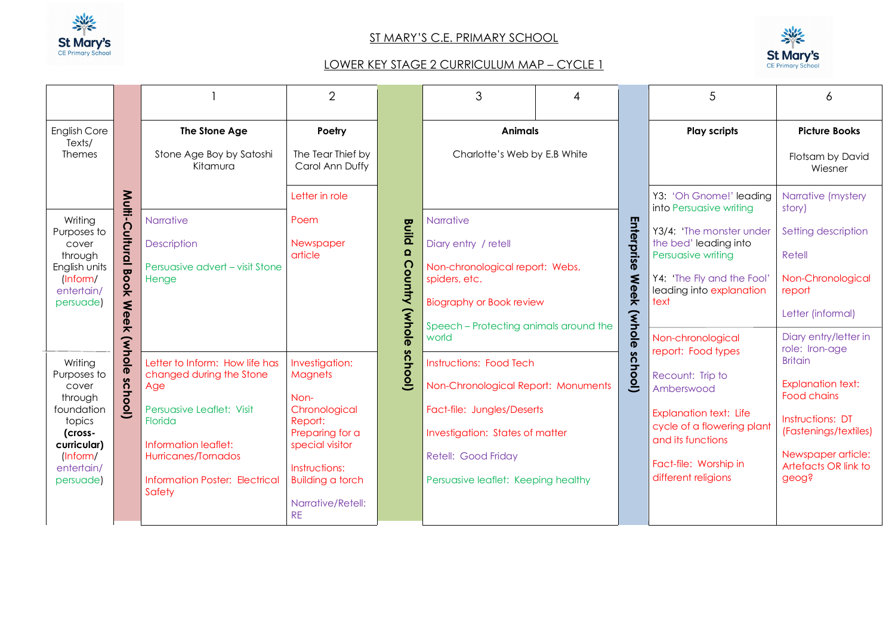# ST MARY'S C.E. PRIMARY SCHOOL

## LOWER KEY STAGE 2 CURRICULUM MAP – CYCLE 1

| | | 1 | 2 | | 3 | 4 | | 5 | 6 |
|---|---|---|---|---|---|---|---|---|---|
| English Core Texts/ Themes | Multi-Cultural Book Week (whole school) | **The Stone Age**<br><br>Stone Age Boy by Satoshi Kitamura | **Poetry**<br><br>The Tear Thief by Carol Ann Duffy | Build a Country (whole school) | **Animals**<br><br>Charlotte's Web by E.B White | | Enterprise Week (whole school) | **Play scripts** | **Picture Books**<br><br>Flotsam by David Wiesner |
| Writing Purposes to cover through English units (Inform/ entertain/ persuade) | | Narrative<br><br>Description<br><br>Persuasive advert – visit Stone Henge | Letter in role<br><br>Poem<br><br>Newspaper article | | Narrative<br><br>Diary entry / retell<br><br>Non-chronological report: Webs, spiders, etc.<br><br>Biography or Book review<br><br>Speech – Protecting animals around the world | | | Y3: 'Oh Gnome!' leading into Persuasive writing<br><br>Y3/4: 'The monster under the bed' leading into Persuasive writing<br><br>Y4: 'The Fly and the Fool' leading into explanation text | Narrative (mystery story)<br><br>Setting description<br><br>Retell<br><br>Non-Chronological report<br><br>Letter (informal) |
| Writing Purposes to cover through foundation topics **(cross-curricular)** (Inform/ entertain/ persuade) | | Letter to Inform: How life has changed during the Stone Age<br><br>Persuasive Leaflet: Visit Florida<br><br>Information leaflet: Hurricanes/Tornados<br><br>Information Poster: Electrical Safety | Investigation: Magnets<br><br>Non-Chronological Report: Preparing for a special visitor<br><br>Instructions: Building a torch<br><br>Narrative/Retell: RE | | Instructions: Food Tech<br><br>Non-Chronological Report: Monuments<br><br>Fact-file: Jungles/Deserts<br><br>Investigation: States of matter<br><br>Retell: Good Friday<br><br>Persuasive leaflet: Keeping healthy | | | Non-chronological report: Food types<br><br>Recount: Trip to Amberswood<br><br>Explanation text: Life cycle of a flowering plant and its functions<br><br>Fact-file: Worship in different religions | Diary entry/letter in role: Iron-age Britain<br><br>Explanation text: Food chains<br><br>Instructions: DT (Fastenings/textiles)<br><br>Newspaper article: Artefacts OR link to geog? |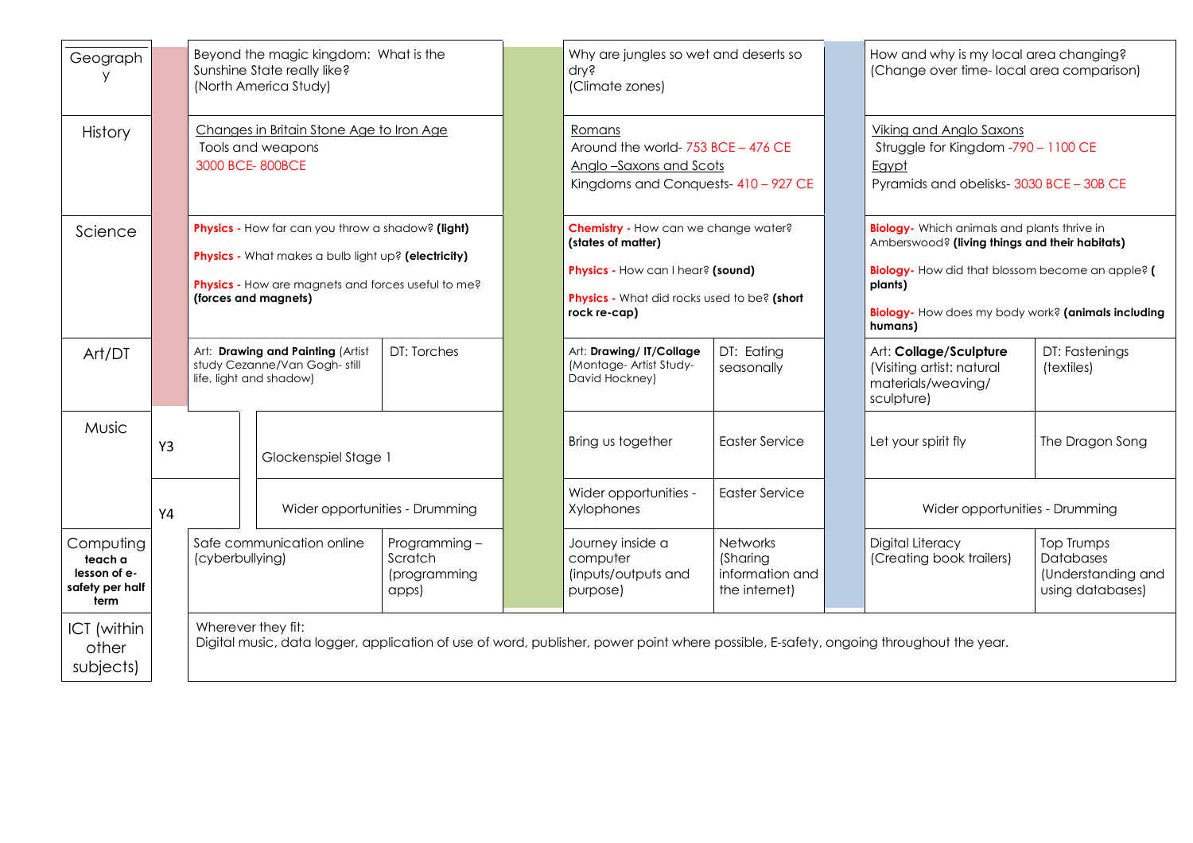| Subject | | Autumn | | Spring | | Summer | |
|---|---|---|---|---|---|---|---|
| Geography | | Beyond the magic kingdom: What is the Sunshine State really like? (North America Study) | | Why are jungles so wet and deserts so dry? (Climate zones) | | How and why is my local area changing? (Change over time- local area comparison) | |
| History | | Changes in Britain Stone Age to Iron Age<br>Tools and weapons<br>3000 BCE- 800BCE | | Romans<br>Around the world- 753 BCE – 476 CE<br>Anglo –Saxons and Scots<br>Kingdoms and Conquests- 410 – 927 CE | | Viking and Anglo Saxons<br>Struggle for Kingdom -790 – 1100 CE<br>Egypt<br>Pyramids and obelisks- 3030 BCE – 30B CE | |
| Science | | **Physics -** How far can you throw a shadow? **(light)**<br>**Physics -** What makes a bulb light up? **(electricity)**<br>**Physics -** How are magnets and forces useful to me? **(forces and magnets)** | | **Chemistry -** How can we change water? **(states of matter)**<br>**Physics -** How can I hear? **(sound)**<br>**Physics -** What did rocks used to be? **(short rock re-cap)** | | **Biology-** Which animals and plants thrive in Amberswood? **(living things and their habitats)**<br>**Biology-** How did that blossom become an apple? **( plants)**<br>**Biology-** How does my body work? **(animals including humans)** | |
| Art/DT | | Art: **Drawing and Painting** (Artist study Cezanne/Van Gogh- still life, light and shadow) | DT: Torches | Art: **Drawing/ IT/Collage** (Montage- Artist Study- David Hockney) | DT: Eating seasonally | Art: **Collage/Sculpture** (Visiting artist: natural materials/weaving/ sculpture) | DT: Fastenings (textiles) |
| Music | Y3 | Glockenspiel Stage 1 | | Bring us together | Easter Service | Let your spirit fly | The Dragon Song |
| | Y4 | Wider opportunities - Drumming | | Wider opportunities - Xylophones | Easter Service | Wider opportunities - Drumming | |
| Computing **teach a lesson of e-safety per half term** | | Safe communication online (cyberbullying) | Programming – Scratch (programming apps) | Journey inside a computer (inputs/outputs and purpose) | Networks (Sharing information and the internet) | Digital Literacy (Creating book trailers) | Top Trumps Databases (Understanding and using databases) |
| ICT (within other subjects) | | Wherever they fit:<br>Digital music, data logger, application of use of word, publisher, power point where possible, E-safety, ongoing throughout the year. | | | | | |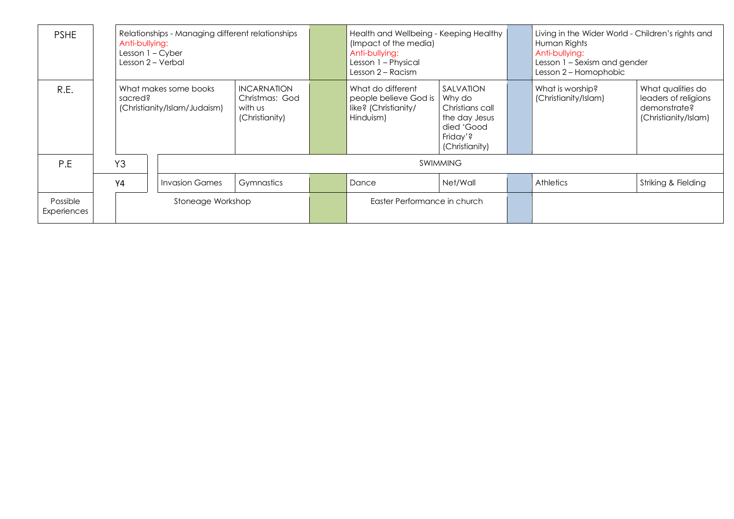| | | | | | | | | | |
|---|---|---|---|---|---|---|---|---|---|
| PSHE | | Relationships - Managing different relationships<br>Anti-bullying:<br>Lesson 1 – Cyber<br>Lesson 2 – Verbal | | | Health and Wellbeing - Keeping Healthy (Impact of the media)<br>Anti-bullying:<br>Lesson 1 – Physical<br>Lesson 2 – Racism | | | Living in the Wider World - Children's rights and Human Rights<br>Anti-bullying:<br>Lesson 1 – Sexism and gender<br>Lesson 2 – Homophobic | |
| R.E. | | What makes some books sacred? (Christianity/Islam/Judaism) | INCARNATION Christmas: God with us (Christianity) | | What do different people believe God is like? (Christianity/ Hinduism) | SALVATION Why do Christians call the day Jesus died 'Good Friday'? (Christianity) | | What is worship? (Christianity/Islam) | What qualities do leaders of religions demonstrate? (Christianity/Islam) |
| P.E | Y3 | SWIMMING | | | | | | | |
| | Y4 | Invasion Games | Gymnastics | | Dance | Net/Wall | | Athletics | Striking & Fielding |
| Possible Experiences | | Stoneage Workshop | | | Easter Performance in church | | | | |